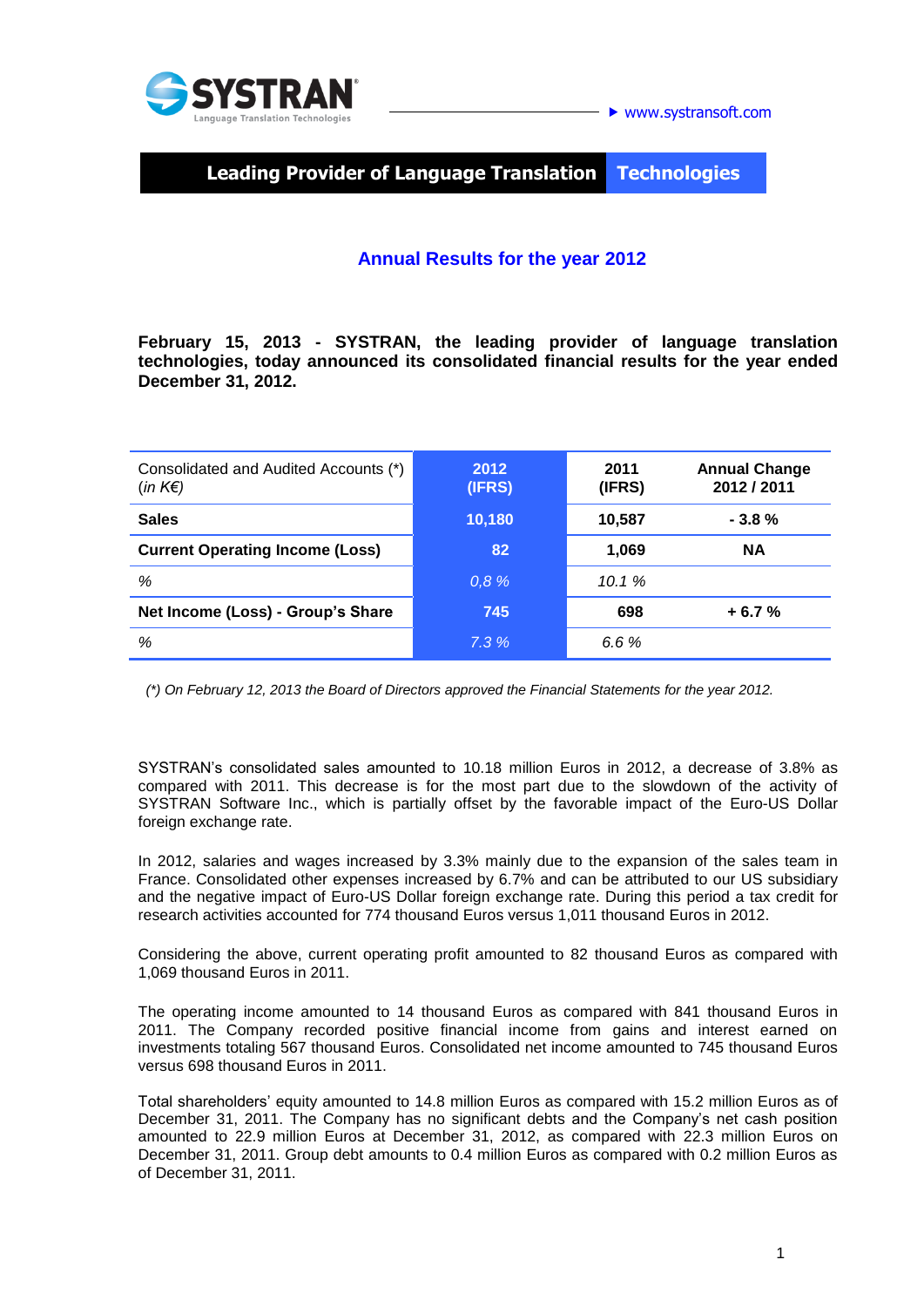SYSTRAN
Language Translation Technologies

▸ www.systransoft.com

**Leading Provider of Language Translation Technologies**

## Annual Results for the year 2012

**February 15, 2013 - SYSTRAN, the leading provider of language translation technologies, today announced its consolidated financial results for the year ended December 31, 2012.**

| Consolidated and Audited Accounts (*) (*in K€*) | 2012 (IFRS) | 2011 (IFRS) | Annual Change 2012 / 2011 |
|---|---|---|---|
| **Sales** | **10,180** | **10,587** | **- 3.8 %** |
| **Current Operating Income (Loss)** | **82** | **1,069** | **NA** |
| *%* | *0,8 %* | *10.1 %* | |
| **Net Income (Loss) - Group's Share** | **745** | **698** | **+ 6.7 %** |
| *%* | *7.3 %* | *6.6 %* | |

*(\*) On February 12, 2013 the Board of Directors approved the Financial Statements for the year 2012.*

SYSTRAN's consolidated sales amounted to 10.18 million Euros in 2012, a decrease of 3.8% as compared with 2011. This decrease is for the most part due to the slowdown of the activity of SYSTRAN Software Inc., which is partially offset by the favorable impact of the Euro-US Dollar foreign exchange rate.

In 2012, salaries and wages increased by 3.3% mainly due to the expansion of the sales team in France. Consolidated other expenses increased by 6.7% and can be attributed to our US subsidiary and the negative impact of Euro-US Dollar foreign exchange rate. During this period a tax credit for research activities accounted for 774 thousand Euros versus 1,011 thousand Euros in 2012.

Considering the above, current operating profit amounted to 82 thousand Euros as compared with 1,069 thousand Euros in 2011.

The operating income amounted to 14 thousand Euros as compared with 841 thousand Euros in 2011. The Company recorded positive financial income from gains and interest earned on investments totaling 567 thousand Euros. Consolidated net income amounted to 745 thousand Euros versus 698 thousand Euros in 2011.

Total shareholders' equity amounted to 14.8 million Euros as compared with 15.2 million Euros as of December 31, 2011. The Company has no significant debts and the Company's net cash position amounted to 22.9 million Euros at December 31, 2012, as compared with 22.3 million Euros on December 31, 2011. Group debt amounts to 0.4 million Euros as compared with 0.2 million Euros as of December 31, 2011.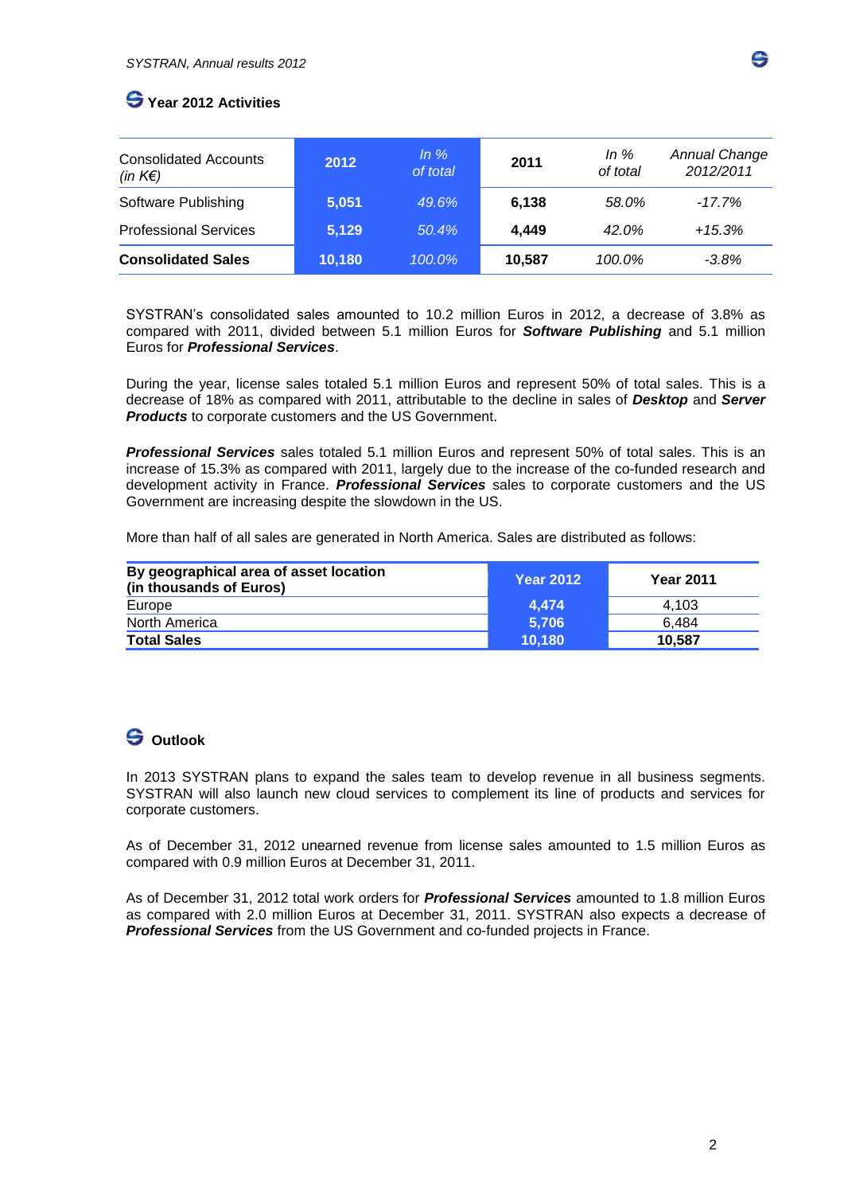## Year 2012 Activities

| Consolidated Accounts *(in K€)* | 2012 | *In % of total* | 2011 | *In % of total* | *Annual Change 2012/2011* |
|---|---|---|---|---|---|
| Software Publishing | 5,051 | *49.6%* | 6,138 | *58.0%* | *-17.7%* |
| Professional Services | 5,129 | *50.4%* | 4,449 | *42.0%* | *+15.3%* |
| **Consolidated Sales** | **10,180** | *100.0%* | **10,587** | *100.0%* | *-3.8%* |

SYSTRAN's consolidated sales amounted to 10.2 million Euros in 2012, a decrease of 3.8% as compared with 2011, divided between 5.1 million Euros for ***Software Publishing*** and 5.1 million Euros for ***Professional Services***.

During the year, license sales totaled 5.1 million Euros and represent 50% of total sales. This is a decrease of 18% as compared with 2011, attributable to the decline in sales of ***Desktop*** and ***Server Products*** to corporate customers and the US Government.

***Professional Services*** sales totaled 5.1 million Euros and represent 50% of total sales. This is an increase of 15.3% as compared with 2011, largely due to the increase of the co-funded research and development activity in France. ***Professional Services*** sales to corporate customers and the US Government are increasing despite the slowdown in the US.

More than half of all sales are generated in North America. Sales are distributed as follows:

| **By geographical area of asset location (in thousands of Euros)** | **Year 2012** | **Year 2011** |
|---|---|---|
| Europe | 4,474 | 4,103 |
| North America | 5,706 | 6,484 |
| **Total Sales** | **10,180** | **10,587** |

## Outlook

In 2013 SYSTRAN plans to expand the sales team to develop revenue in all business segments. SYSTRAN will also launch new cloud services to complement its line of products and services for corporate customers.

As of December 31, 2012 unearned revenue from license sales amounted to 1.5 million Euros as compared with 0.9 million Euros at December 31, 2011.

As of December 31, 2012 total work orders for ***Professional Services*** amounted to 1.8 million Euros as compared with 2.0 million Euros at December 31, 2011. SYSTRAN also expects a decrease of ***Professional Services*** from the US Government and co-funded projects in France.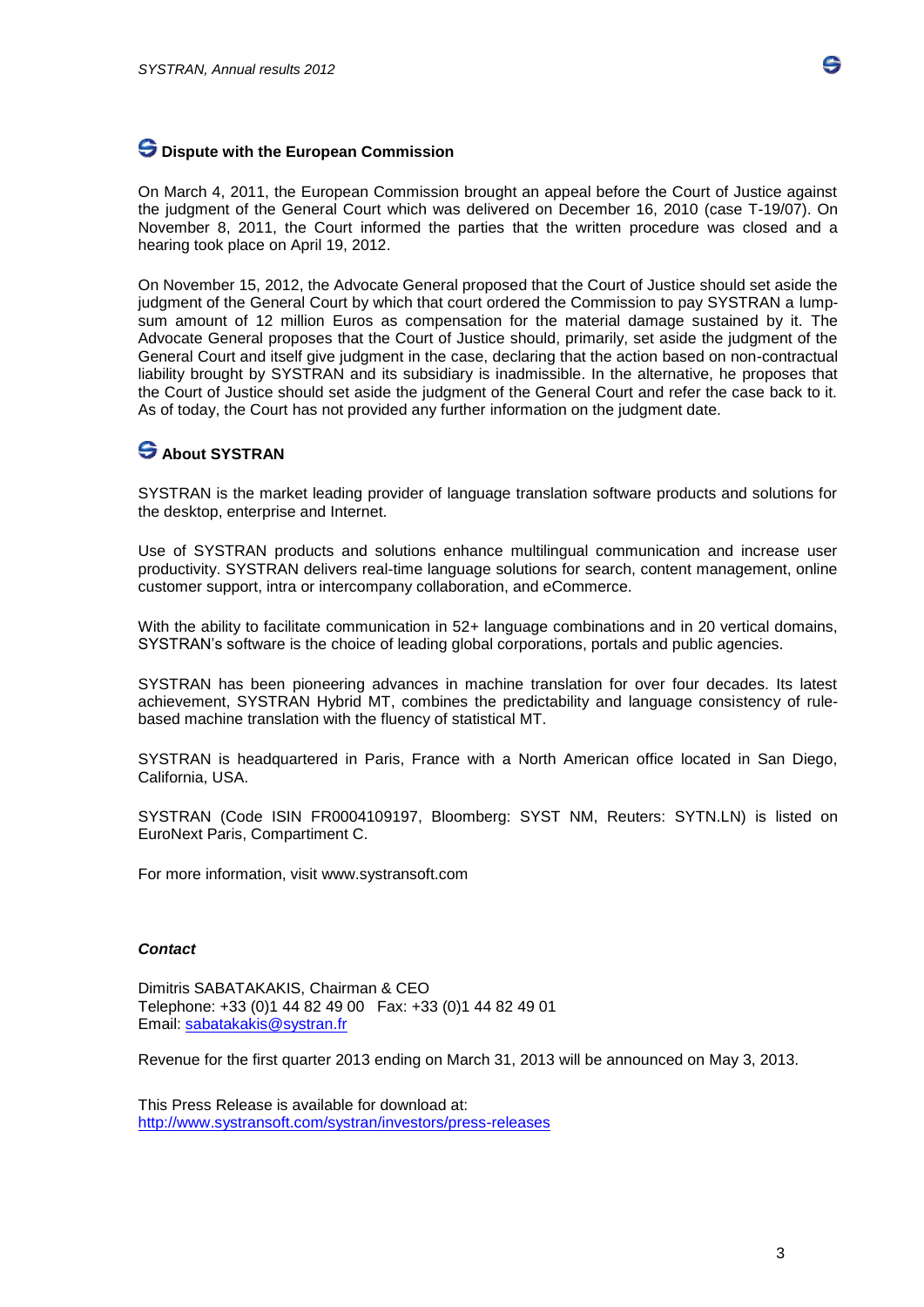## Dispute with the European Commission

On March 4, 2011, the European Commission brought an appeal before the Court of Justice against the judgment of the General Court which was delivered on December 16, 2010 (case T-19/07). On November 8, 2011, the Court informed the parties that the written procedure was closed and a hearing took place on April 19, 2012.

On November 15, 2012, the Advocate General proposed that the Court of Justice should set aside the judgment of the General Court by which that court ordered the Commission to pay SYSTRAN a lump-sum amount of 12 million Euros as compensation for the material damage sustained by it. The Advocate General proposes that the Court of Justice should, primarily, set aside the judgment of the General Court and itself give judgment in the case, declaring that the action based on non-contractual liability brought by SYSTRAN and its subsidiary is inadmissible. In the alternative, he proposes that the Court of Justice should set aside the judgment of the General Court and refer the case back to it. As of today, the Court has not provided any further information on the judgment date.

## About SYSTRAN

SYSTRAN is the market leading provider of language translation software products and solutions for the desktop, enterprise and Internet.

Use of SYSTRAN products and solutions enhance multilingual communication and increase user productivity. SYSTRAN delivers real-time language solutions for search, content management, online customer support, intra or intercompany collaboration, and eCommerce.

With the ability to facilitate communication in 52+ language combinations and in 20 vertical domains, SYSTRAN's software is the choice of leading global corporations, portals and public agencies.

SYSTRAN has been pioneering advances in machine translation for over four decades. Its latest achievement, SYSTRAN Hybrid MT, combines the predictability and language consistency of rule-based machine translation with the fluency of statistical MT.

SYSTRAN is headquartered in Paris, France with a North American office located in San Diego, California, USA.

SYSTRAN (Code ISIN FR0004109197, Bloomberg: SYST NM, Reuters: SYTN.LN) is listed on EuroNext Paris, Compartiment C.

For more information, visit www.systransoft.com

***Contact***

Dimitris SABATAKAKIS, Chairman & CEO
Telephone: +33 (0)1 44 82 49 00 Fax: +33 (0)1 44 82 49 01
Email: sabatakakis@systran.fr

Revenue for the first quarter 2013 ending on March 31, 2013 will be announced on May 3, 2013.

This Press Release is available for download at:
http://www.systransoft.com/systran/investors/press-releases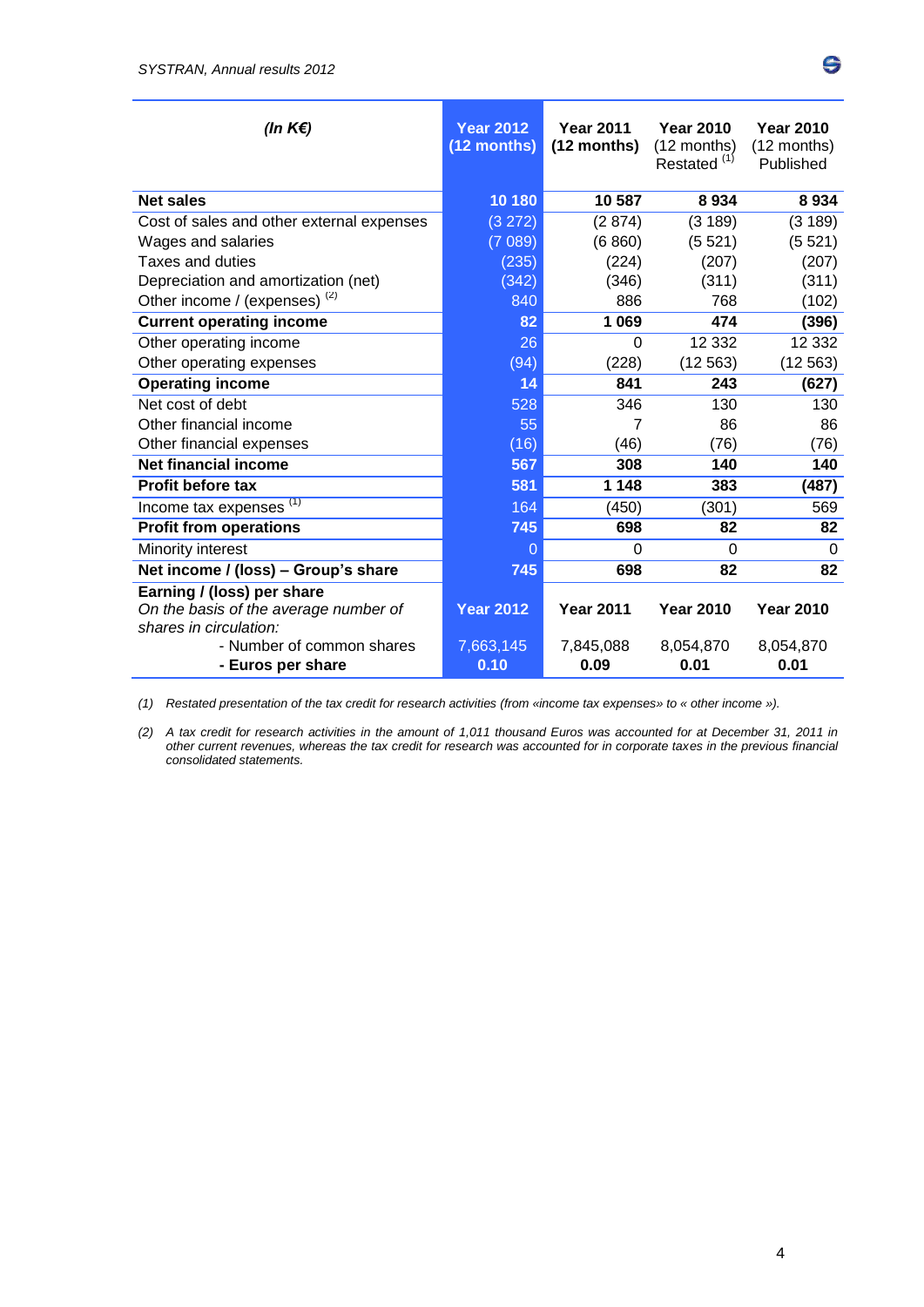| *(In K€)* | **Year 2012 (12 months)** | **Year 2011 (12 months)** | **Year 2010** (12 months) Restated [1] | **Year 2010** (12 months) Published |
|---|---|---|---|---|
| **Net sales** | **10 180** | **10 587** | **8 934** | **8 934** |
| Cost of sales and other external expenses | (3 272) | (2 874) | (3 189) | (3 189) |
| Wages and salaries | (7 089) | (6 860) | (5 521) | (5 521) |
| Taxes and duties | (235) | (224) | (207) | (207) |
| Depreciation and amortization (net) | (342) | (346) | (311) | (311) |
| Other income / (expenses) [2] | 840 | 886 | 768 | (102) |
| **Current operating income** | **82** | **1 069** | **474** | **(396)** |
| Other operating income | 26 | 0 | 12 332 | 12 332 |
| Other operating expenses | (94) | (228) | (12 563) | (12 563) |
| **Operating income** | **14** | **841** | **243** | **(627)** |
| Net cost of debt | 528 | 346 | 130 | 130 |
| Other financial income | 55 | 7 | 86 | 86 |
| Other financial expenses | (16) | (46) | (76) | (76) |
| **Net financial income** | **567** | **308** | **140** | **140** |
| **Profit before tax** | **581** | **1 148** | **383** | **(487)** |
| Income tax expenses [1] | 164 | (450) | (301) | 569 |
| **Profit from operations** | **745** | **698** | **82** | **82** |
| Minority interest | 0 | 0 | 0 | 0 |
| **Net income / (loss) – Group's share** | **745** | **698** | **82** | **82** |
| **Earning / (loss) per share** *On the basis of the average number of shares in circulation:* | **Year 2012** | **Year 2011** | **Year 2010** | **Year 2010** |
| - Number of common shares | 7,663,145 | 7,845,088 | 8,054,870 | 8,054,870 |
| **- Euros per share** | **0.10** | **0.09** | **0.01** | **0.01** |

*(1) Restated presentation of the tax credit for research activities (from «income tax expenses» to « other income »).*

*(2) A tax credit for research activities in the amount of 1,011 thousand Euros was accounted for at December 31, 2011 in other current revenues, whereas the tax credit for research was accounted for in corporate taxes in the previous financial consolidated statements.*